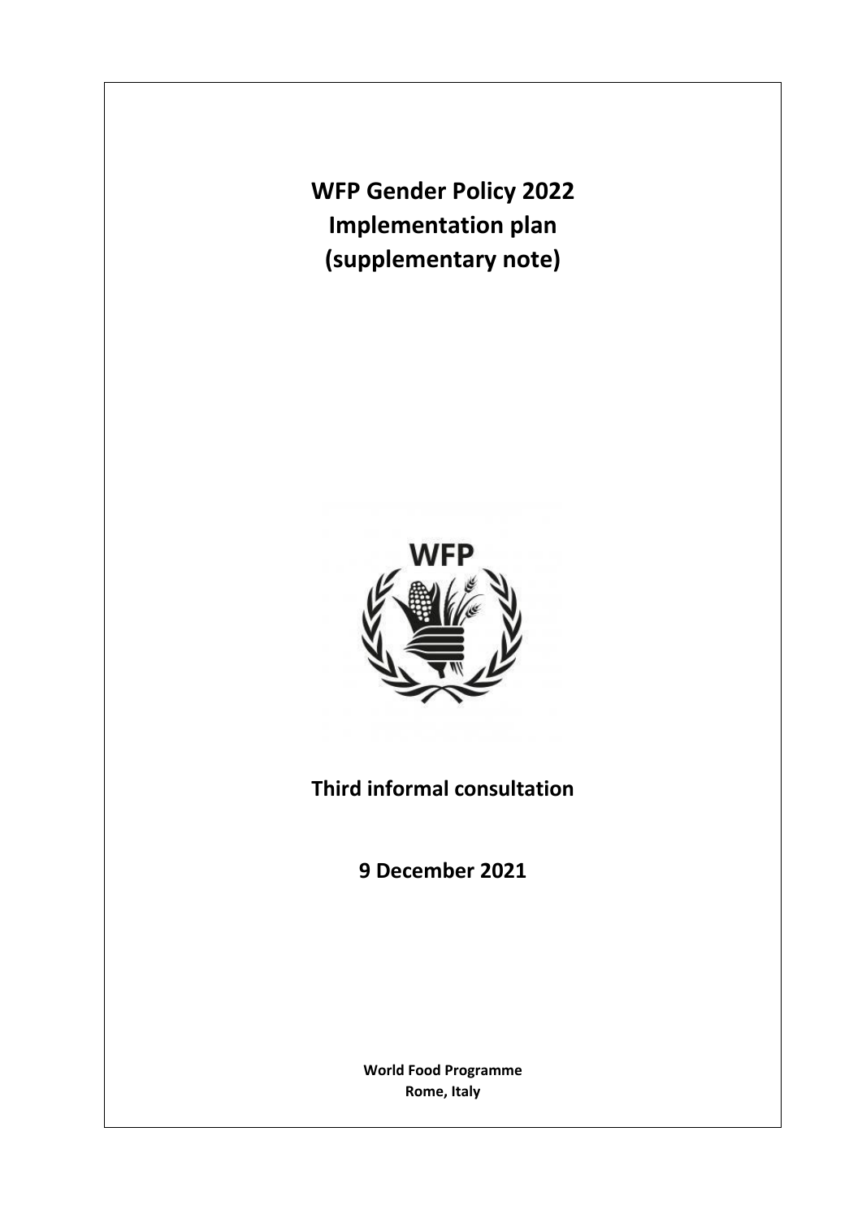# WFP Gender Policy 2022
# Implementation plan
# (supplementary note)

## Third informal consultation

## 9 December 2021

**World Food Programme**
**Rome, Italy**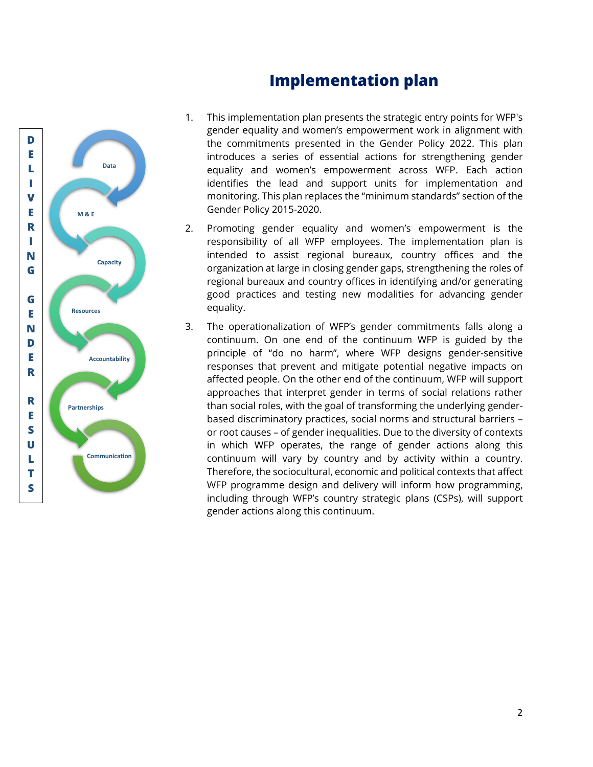# Implementation plan

DELIVERING GENDER RESULTS

Data

M & E

Capacity

Resources

Accountability

Partnerships

Communication

1. This implementation plan presents the strategic entry points for WFP's gender equality and women's empowerment work in alignment with the commitments presented in the Gender Policy 2022. This plan introduces a series of essential actions for strengthening gender equality and women's empowerment across WFP. Each action identifies the lead and support units for implementation and monitoring. This plan replaces the "minimum standards" section of the Gender Policy 2015-2020.

2. Promoting gender equality and women's empowerment is the responsibility of all WFP employees. The implementation plan is intended to assist regional bureaux, country offices and the organization at large in closing gender gaps, strengthening the roles of regional bureaux and country offices in identifying and/or generating good practices and testing new modalities for advancing gender equality.

3. The operationalization of WFP's gender commitments falls along a continuum. On one end of the continuum WFP is guided by the principle of "do no harm", where WFP designs gender-sensitive responses that prevent and mitigate potential negative impacts on affected people. On the other end of the continuum, WFP will support approaches that interpret gender in terms of social relations rather than social roles, with the goal of transforming the underlying gender-based discriminatory practices, social norms and structural barriers – or root causes – of gender inequalities. Due to the diversity of contexts in which WFP operates, the range of gender actions along this continuum will vary by country and by activity within a country. Therefore, the sociocultural, economic and political contexts that affect WFP programme design and delivery will inform how programming, including through WFP's country strategic plans (CSPs), will support gender actions along this continuum.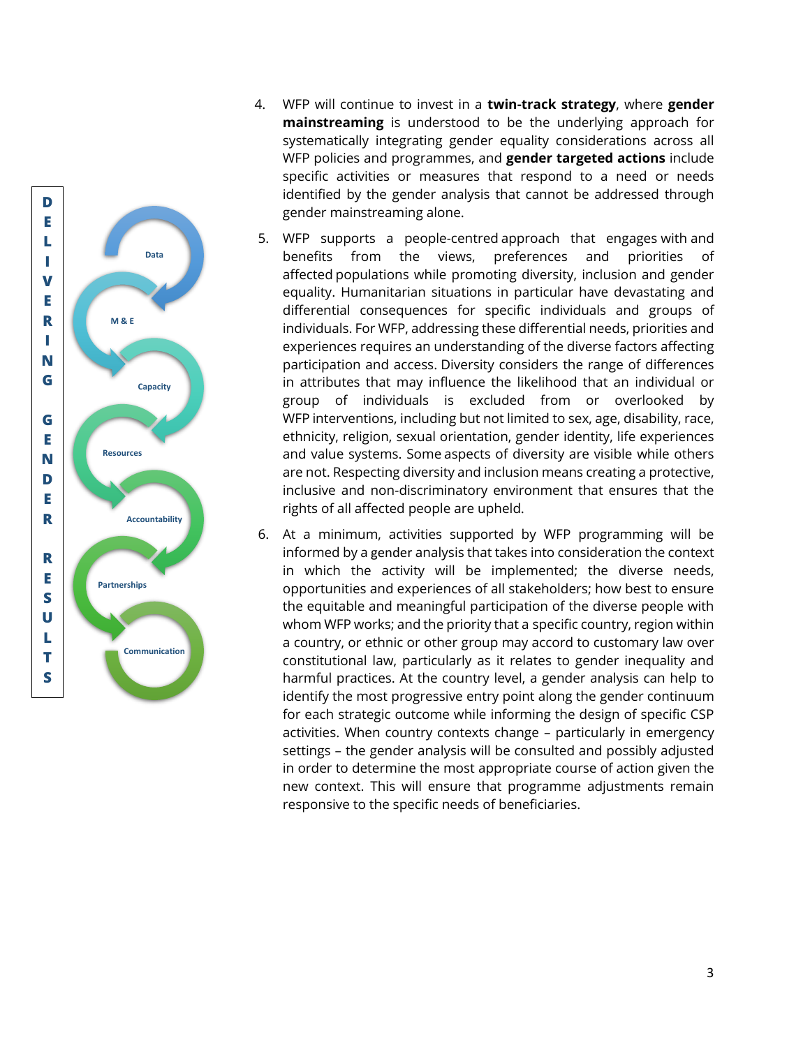4. WFP will continue to invest in a **twin-track strategy**, where **gender mainstreaming** is understood to be the underlying approach for systematically integrating gender equality considerations across all WFP policies and programmes, and **gender targeted actions** include specific activities or measures that respond to a need or needs identified by the gender analysis that cannot be addressed through gender mainstreaming alone.

5. WFP supports a people-centred approach that engages with and benefits from the views, preferences and priorities of affected populations while promoting diversity, inclusion and gender equality. Humanitarian situations in particular have devastating and differential consequences for specific individuals and groups of individuals. For WFP, addressing these differential needs, priorities and experiences requires an understanding of the diverse factors affecting participation and access. Diversity considers the range of differences in attributes that may influence the likelihood that an individual or group of individuals is excluded from or overlooked by WFP interventions, including but not limited to sex, age, disability, race, ethnicity, religion, sexual orientation, gender identity, life experiences and value systems. Some aspects of diversity are visible while others are not. Respecting diversity and inclusion means creating a protective, inclusive and non-discriminatory environment that ensures that the rights of all affected people are upheld.

6. At a minimum, activities supported by WFP programming will be informed by a gender analysis that takes into consideration the context in which the activity will be implemented; the diverse needs, opportunities and experiences of all stakeholders; how best to ensure the equitable and meaningful participation of the diverse people with whom WFP works; and the priority that a specific country, region within a country, or ethnic or other group may accord to customary law over constitutional law, particularly as it relates to gender inequality and harmful practices. At the country level, a gender analysis can help to identify the most progressive entry point along the gender continuum for each strategic outcome while informing the design of specific CSP activities. When country contexts change – particularly in emergency settings – the gender analysis will be consulted and possibly adjusted in order to determine the most appropriate course of action given the new context. This will ensure that programme adjustments remain responsive to the specific needs of beneficiaries.

DELIVERING GENDER RESULTS

Data

M & E

Capacity

Resources

Accountability

Partnerships

Communication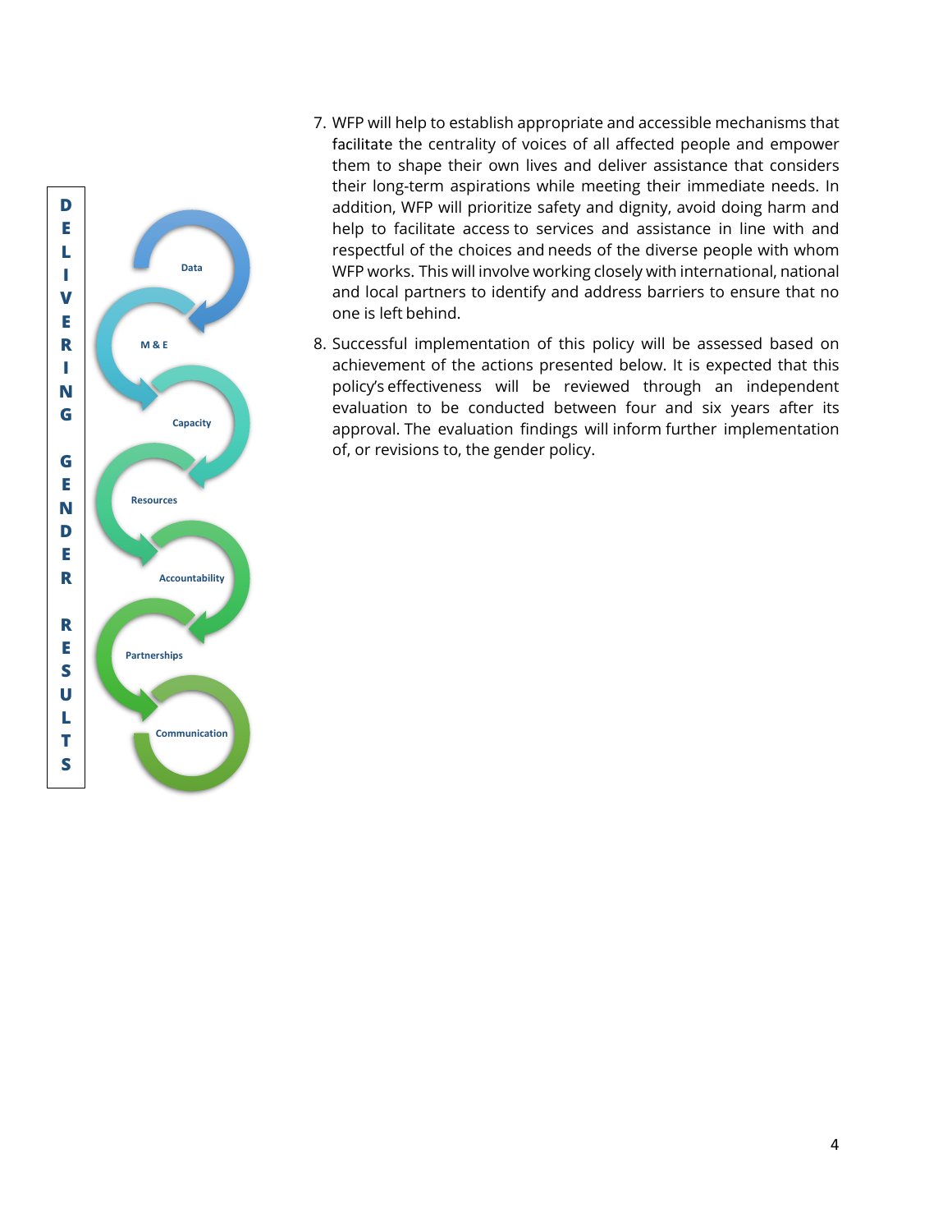DELIVERING GENDER RESULTS

Data

M & E

Capacity

Resources

Accountability

Partnerships

Communication

7. WFP will help to establish appropriate and accessible mechanisms that facilitate the centrality of voices of all affected people and empower them to shape their own lives and deliver assistance that considers their long-term aspirations while meeting their immediate needs. In addition, WFP will prioritize safety and dignity, avoid doing harm and help to facilitate access to services and assistance in line with and respectful of the choices and needs of the diverse people with whom WFP works. This will involve working closely with international, national and local partners to identify and address barriers to ensure that no one is left behind.

8. Successful implementation of this policy will be assessed based on achievement of the actions presented below. It is expected that this policy's effectiveness will be reviewed through an independent evaluation to be conducted between four and six years after its approval. The evaluation findings will inform further implementation of, or revisions to, the gender policy.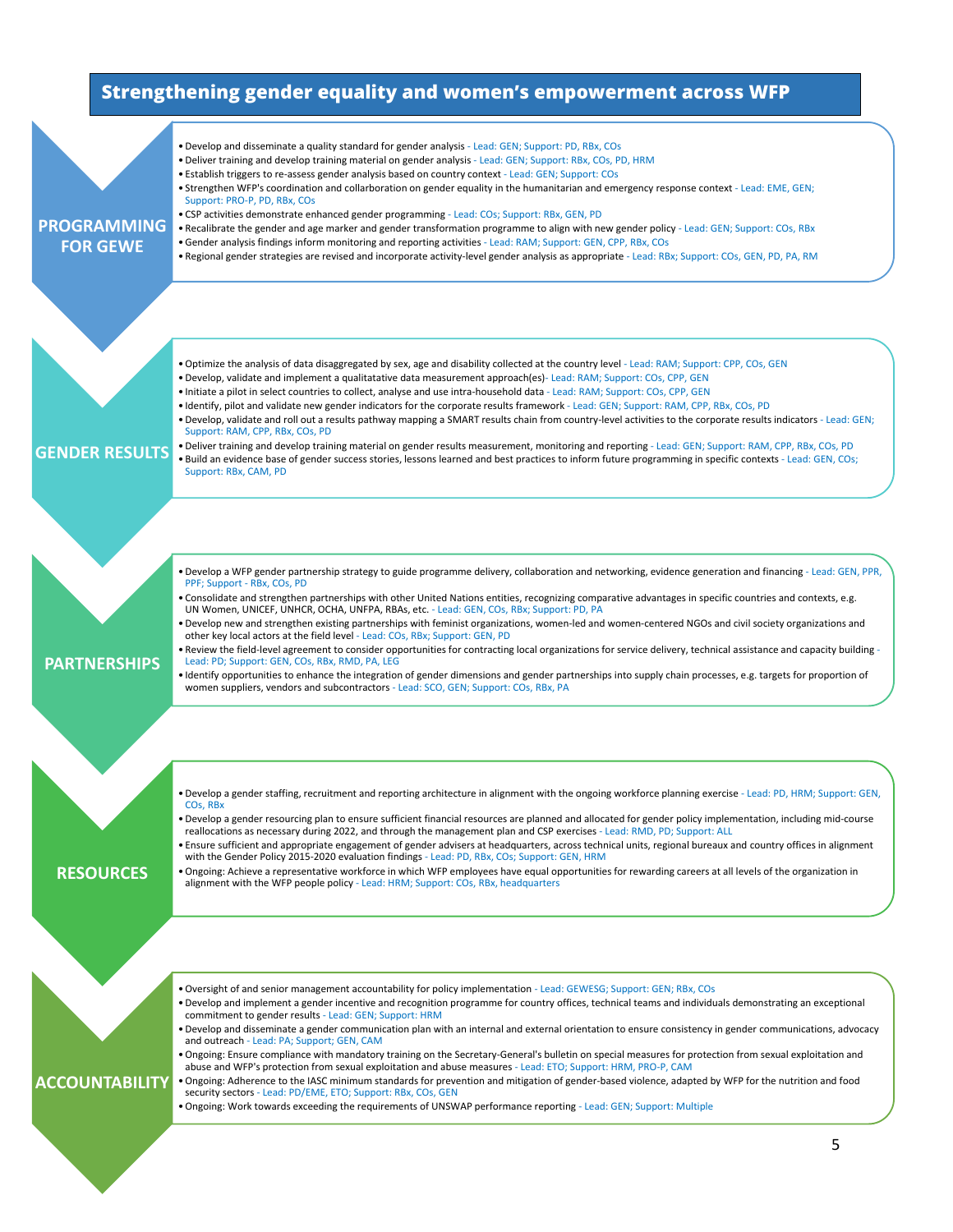# Strengthening gender equality and women's empowerment across WFP

## PROGRAMMING FOR GEWE

- Develop and disseminate a quality standard for gender analysis - Lead: GEN; Support: PD, RBx, COs
- Deliver training and develop training material on gender analysis - Lead: GEN; Support: RBx, COs, PD, HRM
- Establish triggers to re-assess gender analysis based on country context - Lead: GEN; Support: COs
- Strengthen WFP's coordination and collarboration on gender equality in the humanitarian and emergency response context - Lead: EME, GEN; Support: PRO-P, PD, RBx, COs
- CSP activities demonstrate enhanced gender programming - Lead: COs; Support: RBx, GEN, PD
- Recalibrate the gender and age marker and gender transformation programme to align with new gender policy - Lead: GEN; Support: COs, RBx
- Gender analysis findings inform monitoring and reporting activities - Lead: RAM; Support: GEN, CPP, RBx, COs
- Regional gender strategies are revised and incorporate activity-level gender analysis as appropriate - Lead: RBx; Support: COs, GEN, PD, PA, RM

## GENDER RESULTS

- Optimize the analysis of data disaggregated by sex, age and disability collected at the country level - Lead: RAM; Support: CPP, COs, GEN
- Develop, validate and implement a qualitatative data measurement approach(es)- Lead: RAM; Support: COs, CPP, GEN
- Initiate a pilot in select countries to collect, analyse and use intra-household data - Lead: RAM; Support: COs, CPP, GEN
- Identify, pilot and validate new gender indicators for the corporate results framework - Lead: GEN; Support: RAM, CPP, RBx, COs, PD
- Develop, validate and roll out a results pathway mapping a SMART results chain from country-level activities to the corporate results indicators - Lead: GEN; Support: RAM, CPP, RBx, COs, PD
- Deliver training and develop training material on gender results measurement, monitoring and reporting - Lead: GEN; Support: RAM, CPP, RBx, COs, PD
- Build an evidence base of gender success stories, lessons learned and best practices to inform future programming in specific contexts - Lead: GEN, COs; Support: RBx, CAM, PD

## PARTNERSHIPS

- Develop a WFP gender partnership strategy to guide programme delivery, collaboration and networking, evidence generation and financing - Lead: GEN, PPR, PPF; Support - RBx, COs, PD
- Consolidate and strengthen partnerships with other United Nations entities, recognizing comparative advantages in specific countries and contexts, e.g. UN Women, UNICEF, UNHCR, OCHA, UNFPA, RBAs, etc. - Lead: GEN, COs, RBx; Support: PD, PA
- Develop new and strengthen existing partnerships with feminist organizations, women-led and women-centered NGOs and civil society organizations and other key local actors at the field level - Lead: COs, RBx; Support: GEN, PD
- Review the field-level agreement to consider opportunities for contracting local organizations for service delivery, technical assistance and capacity building - Lead: PD; Support: GEN, COs, RBx, RMD, PA, LEG
- Identify opportunities to enhance the integration of gender dimensions and gender partnerships into supply chain processes, e.g. targets for proportion of women suppliers, vendors and subcontractors - Lead: SCO, GEN; Support: COs, RBx, PA

## RESOURCES

- Develop a gender staffing, recruitment and reporting architecture in alignment with the ongoing workforce planning exercise - Lead: PD, HRM; Support: GEN, COs, RBx
- Develop a gender resourcing plan to ensure sufficient financial resources are planned and allocated for gender policy implementation, including mid-course reallocations as necessary during 2022, and through the management plan and CSP exercises - Lead: RMD, PD; Support: ALL
- Ensure sufficient and appropriate engagement of gender advisers at headquarters, across technical units, regional bureaux and country offices in alignment with the Gender Policy 2015-2020 evaluation findings - Lead: PD, RBx, COs; Support: GEN, HRM
- Ongoing: Achieve a representative workforce in which WFP employees have equal opportunities for rewarding careers at all levels of the organization in alignment with the WFP people policy - Lead: HRM; Support: COs, RBx, headquarters

## ACCOUNTABILITY

- Oversight of and senior management accountability for policy implementation - Lead: GEWESG; Support: GEN; RBx, COs
- Develop and implement a gender incentive and recognition programme for country offices, technical teams and individuals demonstrating an exceptional commitment to gender results - Lead: GEN; Support: HRM
- Develop and disseminate a gender communication plan with an internal and external orientation to ensure consistency in gender communications, advocacy and outreach - Lead: PA; Support; GEN, CAM
- Ongoing: Ensure compliance with mandatory training on the Secretary-General's bulletin on special measures for protection from sexual exploitation and abuse and WFP's protection from sexual exploitation and abuse measures - Lead: ETO; Support: HRM, PRO-P, CAM
- Ongoing: Adherence to the IASC minimum standards for prevention and mitigation of gender-based violence, adapted by WFP for the nutrition and food security sectors - Lead: PD/EME, ETO; Support: RBx, COs, GEN
- Ongoing: Work towards exceeding the requirements of UNSWAP performance reporting - Lead: GEN; Support: Multiple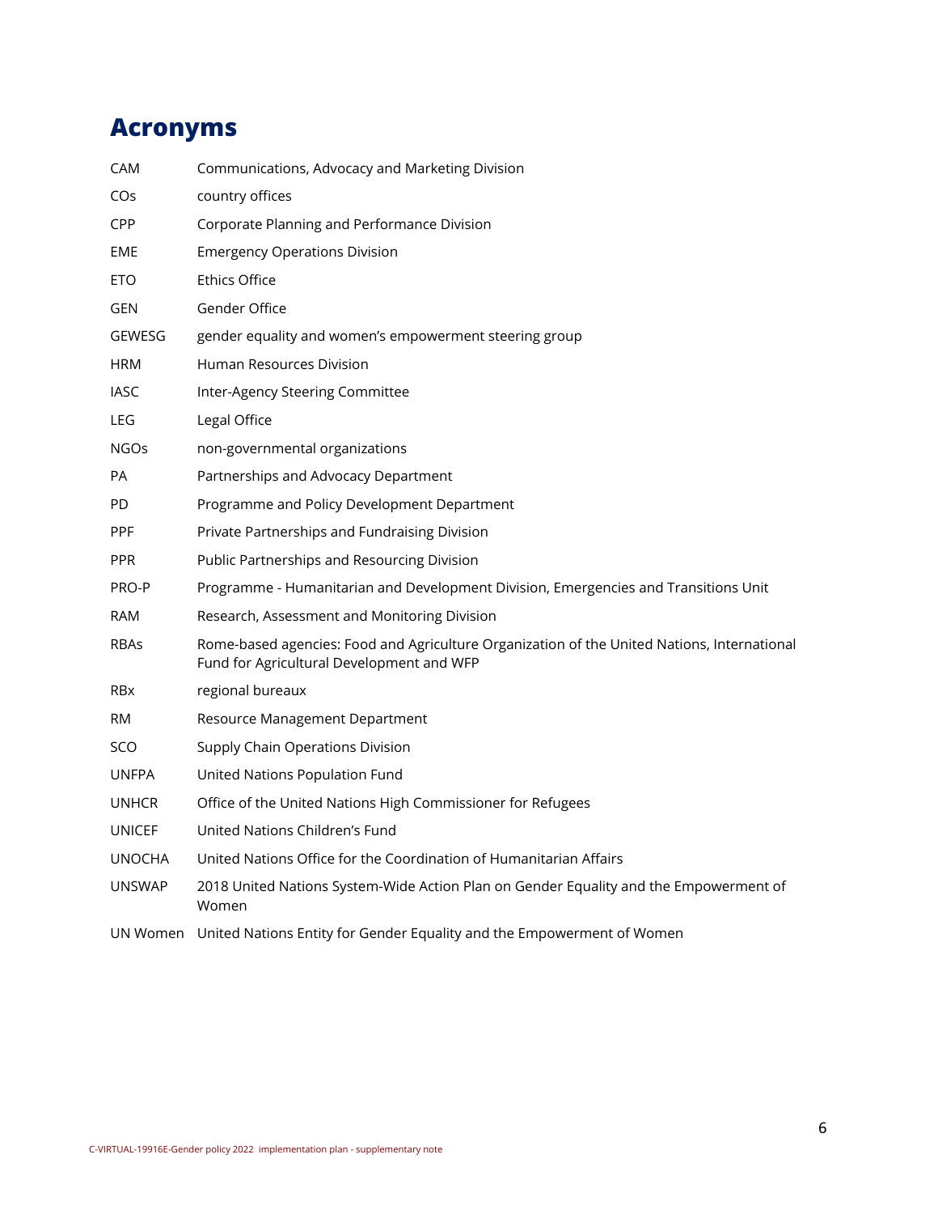# Acronyms

| | |
|---|---|
| CAM | Communications, Advocacy and Marketing Division |
| COs | country offices |
| CPP | Corporate Planning and Performance Division |
| EME | Emergency Operations Division |
| ETO | Ethics Office |
| GEN | Gender Office |
| GEWESG | gender equality and women's empowerment steering group |
| HRM | Human Resources Division |
| IASC | Inter-Agency Steering Committee |
| LEG | Legal Office |
| NGOs | non-governmental organizations |
| PA | Partnerships and Advocacy Department |
| PD | Programme and Policy Development Department |
| PPF | Private Partnerships and Fundraising Division |
| PPR | Public Partnerships and Resourcing Division |
| PRO-P | Programme - Humanitarian and Development Division, Emergencies and Transitions Unit |
| RAM | Research, Assessment and Monitoring Division |
| RBAs | Rome-based agencies: Food and Agriculture Organization of the United Nations, International Fund for Agricultural Development and WFP |
| RBx | regional bureaux |
| RM | Resource Management Department |
| SCO | Supply Chain Operations Division |
| UNFPA | United Nations Population Fund |
| UNHCR | Office of the United Nations High Commissioner for Refugees |
| UNICEF | United Nations Children's Fund |
| UNOCHA | United Nations Office for the Coordination of Humanitarian Affairs |
| UNSWAP | 2018 United Nations System-Wide Action Plan on Gender Equality and the Empowerment of Women |
| UN Women | United Nations Entity for Gender Equality and the Empowerment of Women |